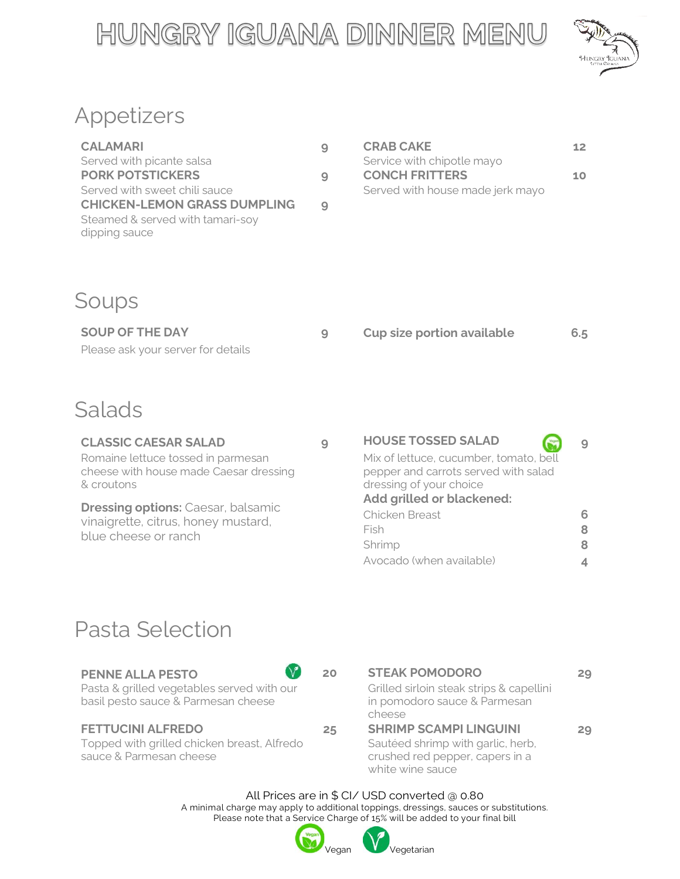# HUNGRY IGUANA DINNER MENU

## Appetizers

**CALAMARI** 9
Served with picante salsa

**PORK POTSTICKERS** 9
Served with sweet chili sauce

**CHICKEN-LEMON GRASS DUMPLING** 9
Steamed & served with tamari-soy dipping sauce

**CRAB CAKE** 12
Service with chipotle mayo

**CONCH FRITTERS** 10
Served with house made jerk mayo

## Soups

**SOUP OF THE DAY** 9
Please ask your server for details

**Cup size portion available** 6.5

## Salads

**CLASSIC CAESAR SALAD** 9
Romaine lettuce tossed in parmesan cheese with house made Caesar dressing & croutons

**Dressing options:** Caesar, balsamic vinaigrette, citrus, honey mustard, blue cheese or ranch

**HOUSE TOSSED SALAD** (Vegan) 9
Mix of lettuce, cucumber, tomato, bell pepper and carrots served with salad dressing of your choice

**Add grilled or blackened:**

- Chicken Breast 6
- Fish 8
- Shrimp 8
- Avocado (when available) 4

## Pasta Selection

**PENNE ALLA PESTO** (Vegetarian) 20
Pasta & grilled vegetables served with our basil pesto sauce & Parmesan cheese

**FETTUCINI ALFREDO** 25
Topped with grilled chicken breast, Alfredo sauce & Parmesan cheese

**STEAK POMODORO** 29
Grilled sirloin steak strips & capellini in pomodoro sauce & Parmesan cheese

**SHRIMP SCAMPI LINGUINI** 29
Sautéed shrimp with garlic, herb, crushed red pepper, capers in a white wine sauce

All Prices are in $ CI/ USD converted @ 0.80
A minimal charge may apply to additional toppings, dressings, sauces or substitutions.
Please note that a Service Charge of 15% will be added to your final bill

Vegan Vegetarian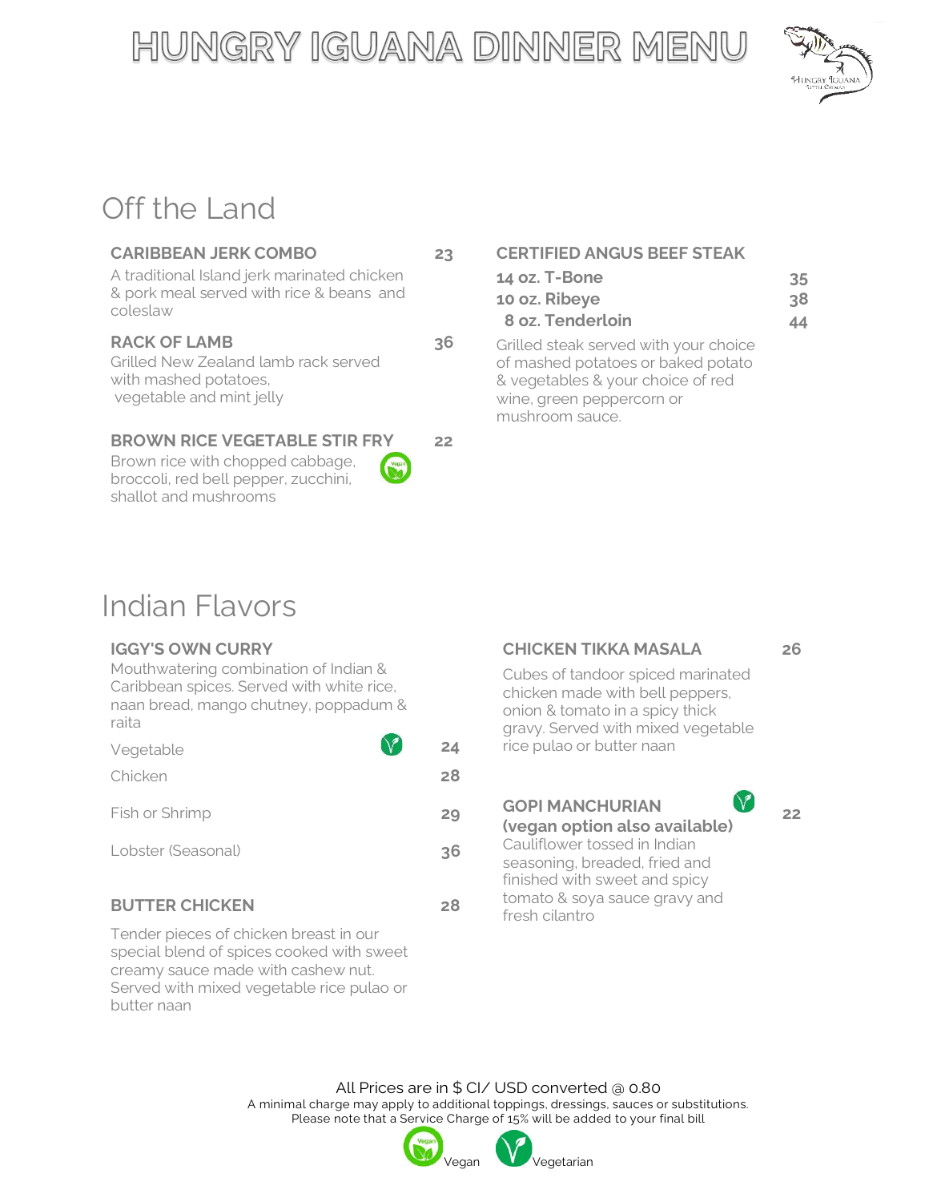# HUNGRY IGUANA DINNER MENU

## Off the Land

**CARIBBEAN JERK COMBO** — **23**
A traditional Island jerk marinated chicken & pork meal served with rice & beans and coleslaw

**RACK OF LAMB** — **36**
Grilled New Zealand lamb rack served with mashed potatoes, vegetable and mint jelly

**BROWN RICE VEGETABLE STIR FRY** (Vegan) — **22**
Brown rice with chopped cabbage, broccoli, red bell pepper, zucchini, shallot and mushrooms

**CERTIFIED ANGUS BEEF STEAK**

| | |
|---|---|
| 14 oz. T-Bone | 35 |
| 10 oz. Ribeye | 38 |
| 8 oz. Tenderloin | 44 |

Grilled steak served with your choice of mashed potatoes or baked potato & vegetables & your choice of red wine, green peppercorn or mushroom sauce.

## Indian Flavors

**IGGY'S OWN CURRY**
Mouthwatering combination of Indian & Caribbean spices. Served with white rice, naan bread, mango chutney, poppadum & raita

| | |
|---|---|
| Vegetable (Vegetarian) | 24 |
| Chicken | 28 |
| Fish or Shrimp | 29 |
| Lobster (Seasonal) | 36 |

**BUTTER CHICKEN** — **28**
Tender pieces of chicken breast in our special blend of spices cooked with sweet creamy sauce made with cashew nut. Served with mixed vegetable rice pulao or butter naan

**CHICKEN TIKKA MASALA** — **26**
Cubes of tandoor spiced marinated chicken made with bell peppers, onion & tomato in a spicy thick gravy. Served with mixed vegetable rice pulao or butter naan

**GOPI MANCHURIAN (vegan option also available)** (Vegetarian) — **22**
Cauliflower tossed in Indian seasoning, breaded, fried and finished with sweet and spicy tomato & soya sauce gravy and fresh cilantro

All Prices are in $ CI/ USD converted @ 0.80
A minimal charge may apply to additional toppings, dressings, sauces or substitutions.
Please note that a Service Charge of 15% will be added to your final bill

Vegan  Vegetarian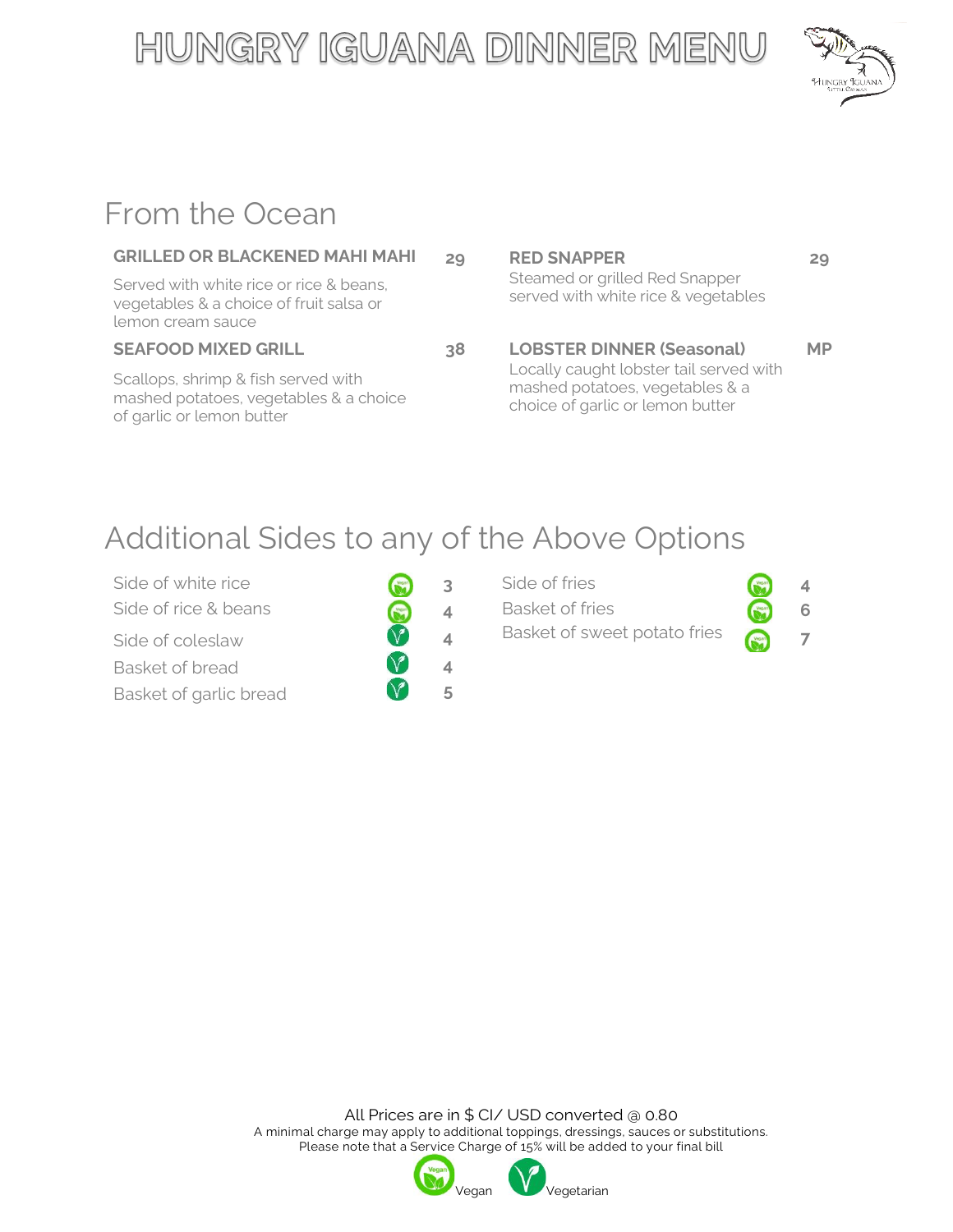# HUNGRY IGUANA DINNER MENU

## From the Ocean

**GRILLED OR BLACKENED MAHI MAHI** 29

Served with white rice or rice & beans, vegetables & a choice of fruit salsa or lemon cream sauce

**SEAFOOD MIXED GRILL** 38

Scallops, shrimp & fish served with mashed potatoes, vegetables & a choice of garlic or lemon butter

**RED SNAPPER** 29

Steamed or grilled Red Snapper served with white rice & vegetables

**LOBSTER DINNER (Seasonal)** MP

Locally caught lobster tail served with mashed potatoes, vegetables & a choice of garlic or lemon butter

## Additional Sides to any of the Above Options

| | | |
|---|---|---|
| Side of white rice | Vegan | 3 |
| Side of rice & beans | Vegan | 4 |
| Side of coleslaw | Vegetarian | 4 |
| Basket of bread | Vegetarian | 4 |
| Basket of garlic bread | Vegetarian | 5 |
| Side of fries | Vegan | 4 |
| Basket of fries | Vegan | 6 |
| Basket of sweet potato fries | Vegan | 7 |

All Prices are in $ CI/ USD converted @ 0.80
A minimal charge may apply to additional toppings, dressings, sauces or substitutions.
Please note that a Service Charge of 15% will be added to your final bill

Vegan Vegetarian